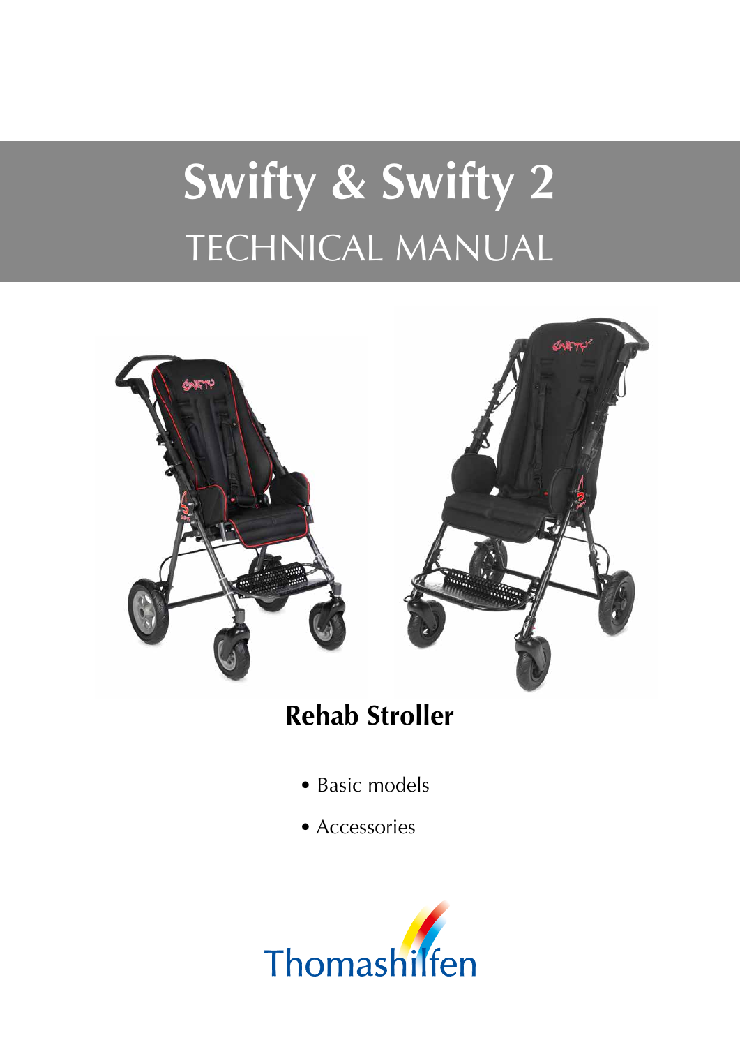# Swifty & Swifty 2

## TECHNICAL MANUAL

### Rehab Stroller

- Basic models
- Accessories

Thomashilfen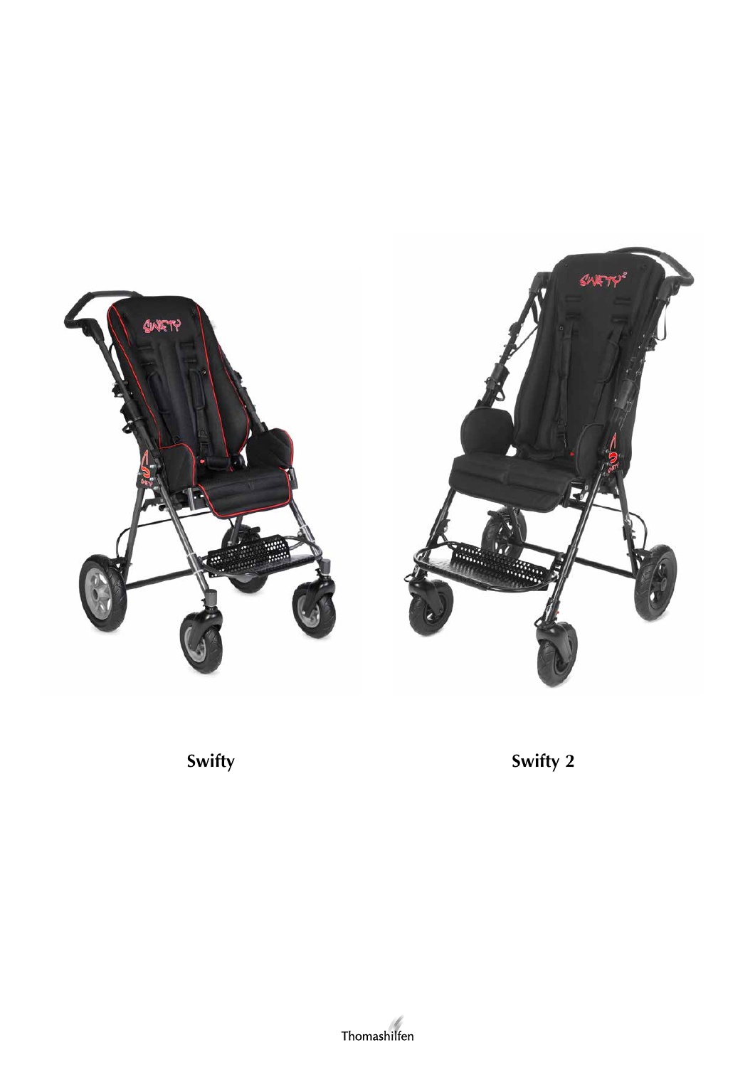Swifty

Swifty 2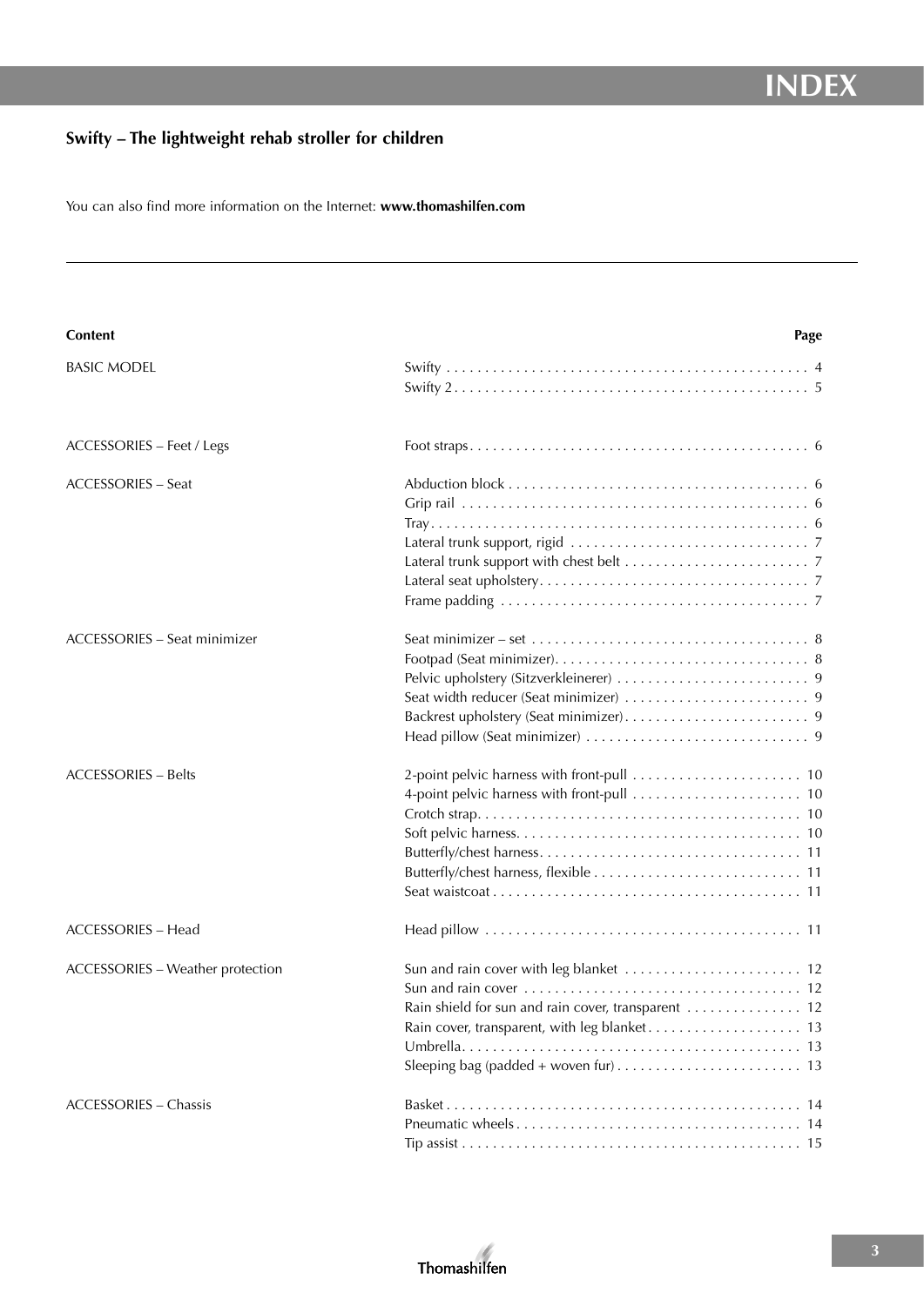# INDEX

## Swifty – The lightweight rehab stroller for children

You can also find more information on the Internet: **www.thomashilfen.com**

---

| **Content** | | **Page** |
|---|---|---|
| BASIC MODEL | Swifty | 4 |
| | Swifty 2 | 5 |
| ACCESSORIES – Feet / Legs | Foot straps | 6 |
| ACCESSORIES – Seat | Abduction block | 6 |
| | Grip rail | 6 |
| | Tray | 6 |
| | Lateral trunk support, rigid | 7 |
| | Lateral trunk support with chest belt | 7 |
| | Lateral seat upholstery | 7 |
| | Frame padding | 7 |
| ACCESSORIES – Seat minimizer | Seat minimizer – set | 8 |
| | Footpad (Seat minimizer) | 8 |
| | Pelvic upholstery (Sitzverkleinerer) | 9 |
| | Seat width reducer (Seat minimizer) | 9 |
| | Backrest upholstery (Seat minimizer) | 9 |
| | Head pillow (Seat minimizer) | 9 |
| ACCESSORIES – Belts | 2-point pelvic harness with front-pull | 10 |
| | 4-point pelvic harness with front-pull | 10 |
| | Crotch strap | 10 |
| | Soft pelvic harness | 10 |
| | Butterfly/chest harness | 11 |
| | Butterfly/chest harness, flexible | 11 |
| | Seat waistcoat | 11 |
| ACCESSORIES – Head | Head pillow | 11 |
| ACCESSORIES – Weather protection | Sun and rain cover with leg blanket | 12 |
| | Sun and rain cover | 12 |
| | Rain shield for sun and rain cover, transparent | 12 |
| | Rain cover, transparent, with leg blanket | 13 |
| | Umbrella | 13 |
| | Sleeping bag (padded + woven fur) | 13 |
| ACCESSORIES – Chassis | Basket | 14 |
| | Pneumatic wheels | 14 |
| | Tip assist | 15 |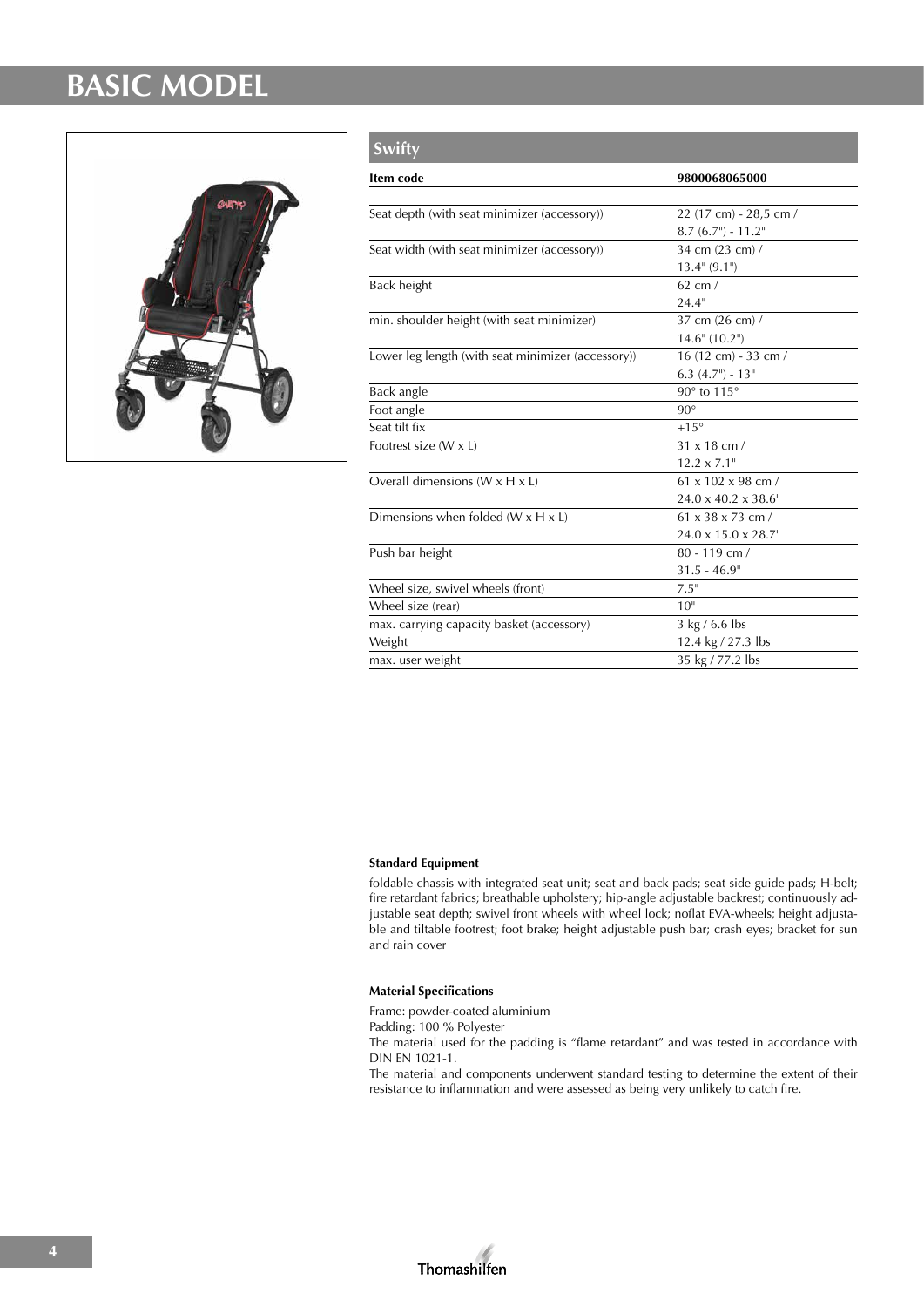# BASIC MODEL

## Swifty

| Item code | 9800068065000 |
| --- | --- |
| Seat depth (with seat minimizer (accessory)) | 22 (17 cm) - 28,5 cm / 8.7 (6.7") - 11.2" |
| Seat width (with seat minimizer (accessory)) | 34 cm (23 cm) / 13.4" (9.1") |
| Back height | 62 cm / 24.4" |
| min. shoulder height (with seat minimizer) | 37 cm (26 cm) / 14.6" (10.2") |
| Lower leg length (with seat minimizer (accessory)) | 16 (12 cm) - 33 cm / 6.3 (4.7") - 13" |
| Back angle | 90° to 115° |
| Foot angle | 90° |
| Seat tilt fix | +15° |
| Footrest size (W x L) | 31 x 18 cm / 12.2 x 7.1" |
| Overall dimensions (W x H x L) | 61 x 102 x 98 cm / 24.0 x 40.2 x 38.6" |
| Dimensions when folded (W x H x L) | 61 x 38 x 73 cm / 24.0 x 15.0 x 28.7" |
| Push bar height | 80 - 119 cm / 31.5 - 46.9" |
| Wheel size, swivel wheels (front) | 7,5" |
| Wheel size (rear) | 10" |
| max. carrying capacity basket (accessory) | 3 kg / 6.6 lbs |
| Weight | 12.4 kg / 27.3 lbs |
| max. user weight | 35 kg / 77.2 lbs |

**Standard Equipment**

foldable chassis with integrated seat unit; seat and back pads; seat side guide pads; H-belt; fire retardant fabrics; breathable upholstery; hip-angle adjustable backrest; continuously adjustable seat depth; swivel front wheels with wheel lock; noflat EVA-wheels; height adjustable and tiltable footrest; foot brake; height adjustable push bar; crash eyes; bracket for sun and rain cover

**Material Specifications**

Frame: powder-coated aluminium

Padding: 100 % Polyester

The material used for the padding is "flame retardant" and was tested in accordance with DIN EN 1021-1.

The material and components underwent standard testing to determine the extent of their resistance to inflammation and were assessed as being very unlikely to catch fire.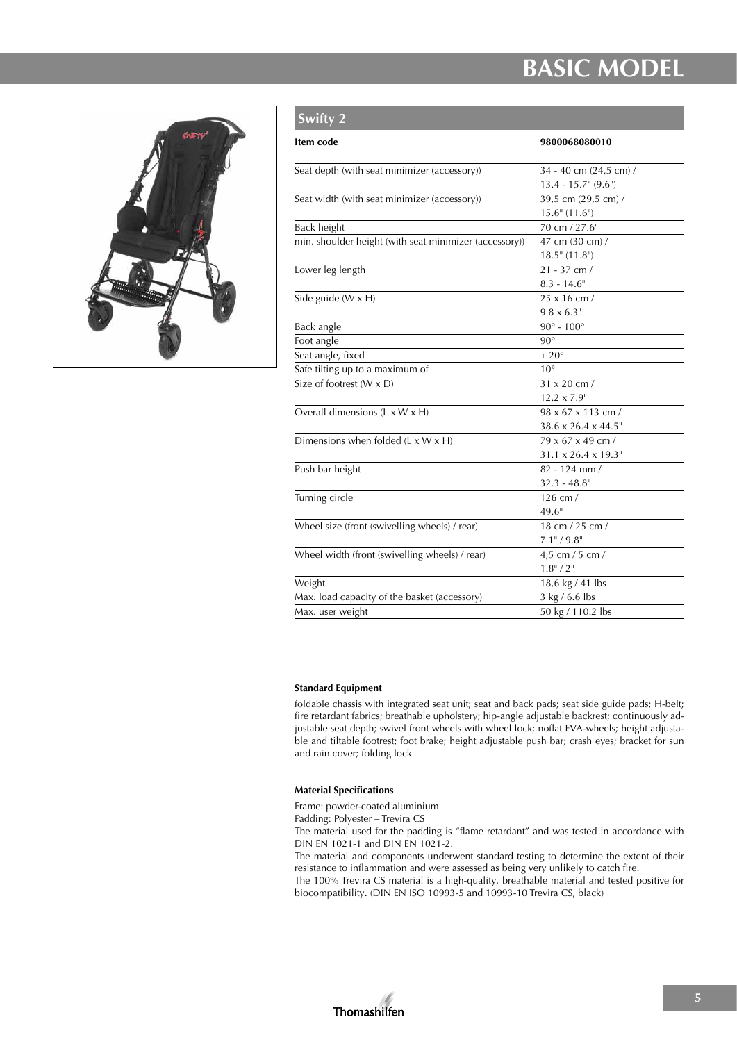# BASIC MODEL

## Swifty 2

| Item code | 9800068080010 |
|---|---|
| Seat depth (with seat minimizer (accessory)) | 34 - 40 cm (24,5 cm) / 13.4 - 15.7" (9.6") |
| Seat width (with seat minimizer (accessory)) | 39,5 cm (29,5 cm) / 15.6" (11.6") |
| Back height | 70 cm / 27.6" |
| min. shoulder height (with seat minimizer (accessory)) | 47 cm (30 cm) / 18.5" (11.8") |
| Lower leg length | 21 - 37 cm / 8.3 - 14.6" |
| Side guide (W x H) | 25 x 16 cm / 9.8 x 6.3" |
| Back angle | 90° - 100° |
| Foot angle | 90° |
| Seat angle, fixed | + 20° |
| Safe tilting up to a maximum of | 10° |
| Size of footrest (W x D) | 31 x 20 cm / 12.2 x 7.9" |
| Overall dimensions (L x W x H) | 98 x 67 x 113 cm / 38.6 x 26.4 x 44.5" |
| Dimensions when folded (L x W x H) | 79 x 67 x 49 cm / 31.1 x 26.4 x 19.3" |
| Push bar height | 82 - 124 mm / 32.3 - 48.8" |
| Turning circle | 126 cm / 49.6" |
| Wheel size (front (swivelling wheels) / rear) | 18 cm / 25 cm / 7.1" / 9.8" |
| Wheel width (front (swivelling wheels) / rear) | 4,5 cm / 5 cm / 1.8" / 2" |
| Weight | 18,6 kg / 41 lbs |
| Max. load capacity of the basket (accessory) | 3 kg / 6.6 lbs |
| Max. user weight | 50 kg / 110.2 lbs |

**Standard Equipment**

foldable chassis with integrated seat unit; seat and back pads; seat side guide pads; H-belt; fire retardant fabrics; breathable upholstery; hip-angle adjustable backrest; continuously adjustable seat depth; swivel front wheels with wheel lock; noflat EVA-wheels; height adjustable and tiltable footrest; foot brake; height adjustable push bar; crash eyes; bracket for sun and rain cover; folding lock

**Material Specifications**

Frame: powder-coated aluminium
Padding: Polyester – Trevira CS
The material used for the padding is "flame retardant" and was tested in accordance with DIN EN 1021-1 and DIN EN 1021-2.
The material and components underwent standard testing to determine the extent of their resistance to inflammation and were assessed as being very unlikely to catch fire.
The 100% Trevira CS material is a high-quality, breathable material and tested positive for biocompatibility. (DIN EN ISO 10993-5 and 10993-10 Trevira CS, black)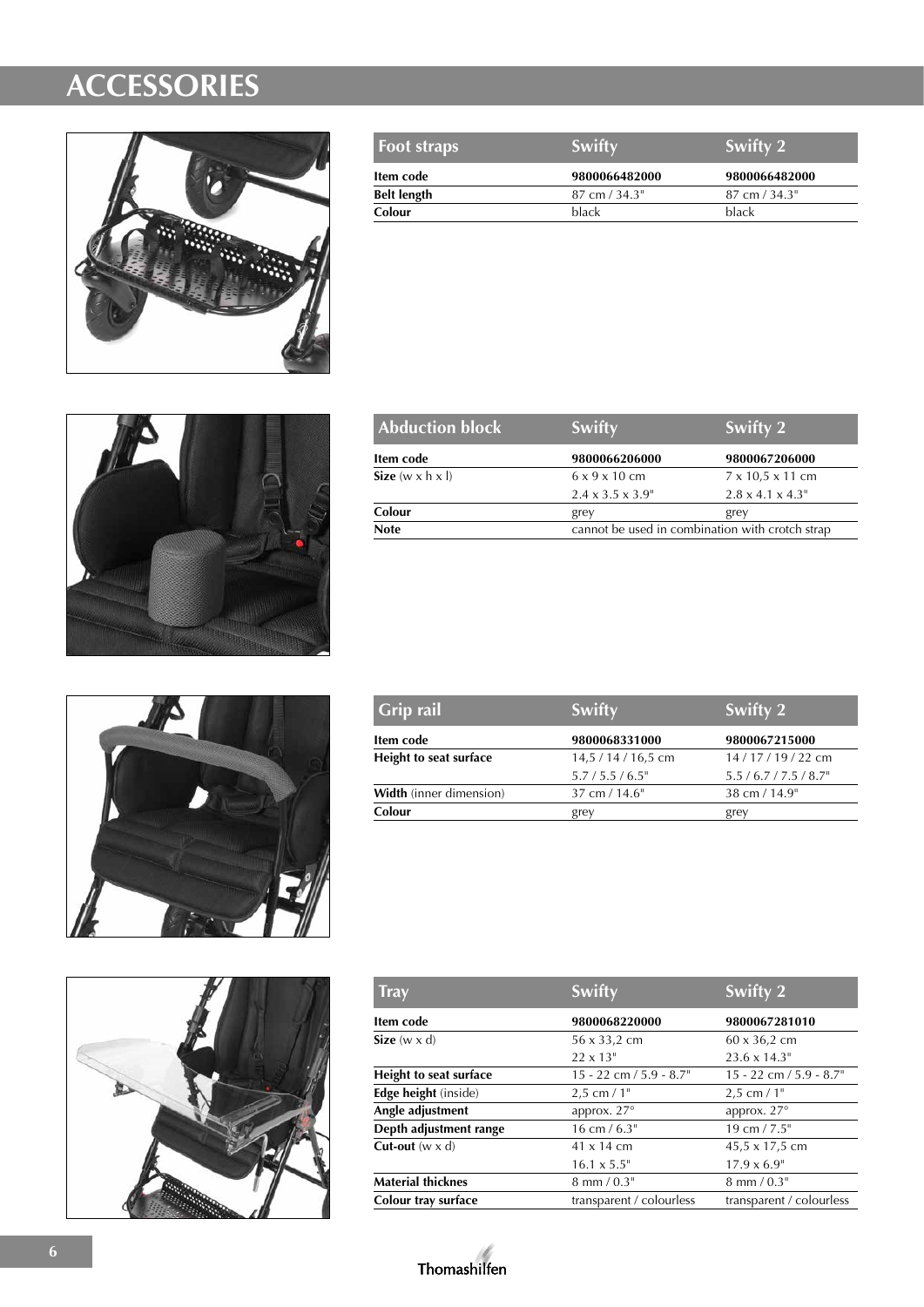# ACCESSORIES

| Foot straps | Swifty | Swifty 2 |
|---|---|---|
| **Item code** | **9800066482000** | **9800066482000** |
| **Belt length** | 87 cm / 34.3" | 87 cm / 34.3" |
| **Colour** | black | black |

| Abduction block | Swifty | Swifty 2 |
|---|---|---|
| **Item code** | **9800066206000** | **9800067206000** |
| **Size** (w x h x l) | 6 x 9 x 10 cm<br>2.4 x 3.5 x 3.9" | 7 x 10,5 x 11 cm<br>2.8 x 4.1 x 4.3" |
| **Colour** | grey | grey |
| **Note** | cannot be used in combination with crotch strap | |

| Grip rail | Swifty | Swifty 2 |
|---|---|---|
| **Item code** | **9800068331000** | **9800067215000** |
| **Height to seat surface** | 14,5 / 14 / 16,5 cm<br>5.7 / 5.5 / 6.5" | 14 / 17 / 19 / 22 cm<br>5.5 / 6.7 / 7.5 / 8.7" |
| **Width** (inner dimension) | 37 cm / 14.6" | 38 cm / 14.9" |
| **Colour** | grey | grey |

| Tray | Swifty | Swifty 2 |
|---|---|---|
| **Item code** | **9800068220000** | **9800067281010** |
| **Size** (w x d) | 56 x 33,2 cm<br>22 x 13" | 60 x 36,2 cm<br>23.6 x 14.3" |
| **Height to seat surface** | 15 - 22 cm / 5.9 - 8.7" | 15 - 22 cm / 5.9 - 8.7" |
| **Edge height** (inside) | 2,5 cm / 1" | 2,5 cm / 1" |
| **Angle adjustment** | approx. 27° | approx. 27° |
| **Depth adjustment range** | 16 cm / 6.3" | 19 cm / 7.5" |
| **Cut-out** (w x d) | 41 x 14 cm<br>16.1 x 5.5" | 45,5 x 17,5 cm<br>17.9 x 6.9" |
| **Material thicknes** | 8 mm / 0.3" | 8 mm / 0.3" |
| **Colour tray surface** | transparent / colourless | transparent / colourless |

Thomashilfen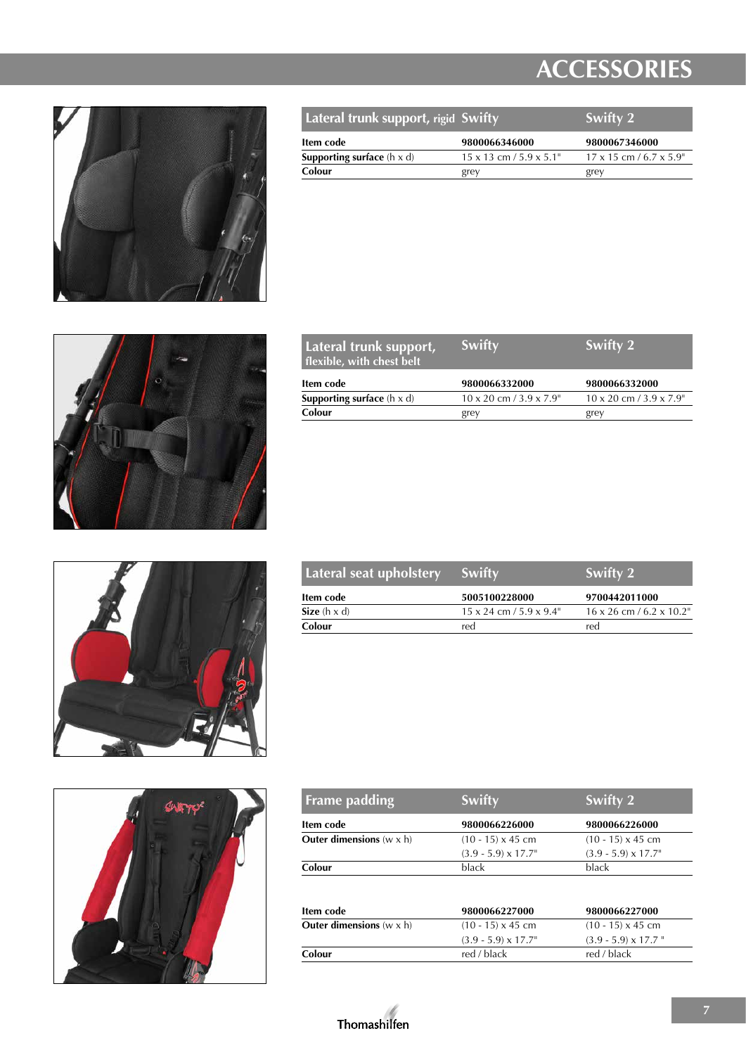# ACCESSORIES

| Lateral trunk support, rigid | Swifty | Swifty 2 |
|---|---|---|
| **Item code** | **9800066346000** | **9800067346000** |
| **Supporting surface** (h x d) | 15 x 13 cm / 5.9 x 5.1" | 17 x 15 cm / 6.7 x 5.9" |
| **Colour** | grey | grey |

| Lateral trunk support, flexible, with chest belt | Swifty | Swifty 2 |
|---|---|---|
| **Item code** | **9800066332000** | **9800066332000** |
| **Supporting surface** (h x d) | 10 x 20 cm / 3.9 x 7.9" | 10 x 20 cm / 3.9 x 7.9" |
| **Colour** | grey | grey |

| Lateral seat upholstery | Swifty | Swifty 2 |
|---|---|---|
| **Item code** | **5005100228000** | **9700442011000** |
| **Size** (h x d) | 15 x 24 cm / 5.9 x 9.4" | 16 x 26 cm / 6.2 x 10.2" |
| **Colour** | red | red |

| Frame padding | Swifty | Swifty 2 |
|---|---|---|
| **Item code** | **9800066226000** | **9800066226000** |
| **Outer dimensions** (w x h) | (10 - 15) x 45 cm (3.9 - 5.9) x 17.7" | (10 - 15) x 45 cm (3.9 - 5.9) x 17.7" |
| **Colour** | black | black |
| | | |
| **Item code** | **9800066227000** | **9800066227000** |
| **Outer dimensions** (w x h) | (10 - 15) x 45 cm (3.9 - 5.9) x 17.7" | (10 - 15) x 45 cm (3.9 - 5.9) x 17.7 " |
| **Colour** | red / black | red / black |

Thomashilfen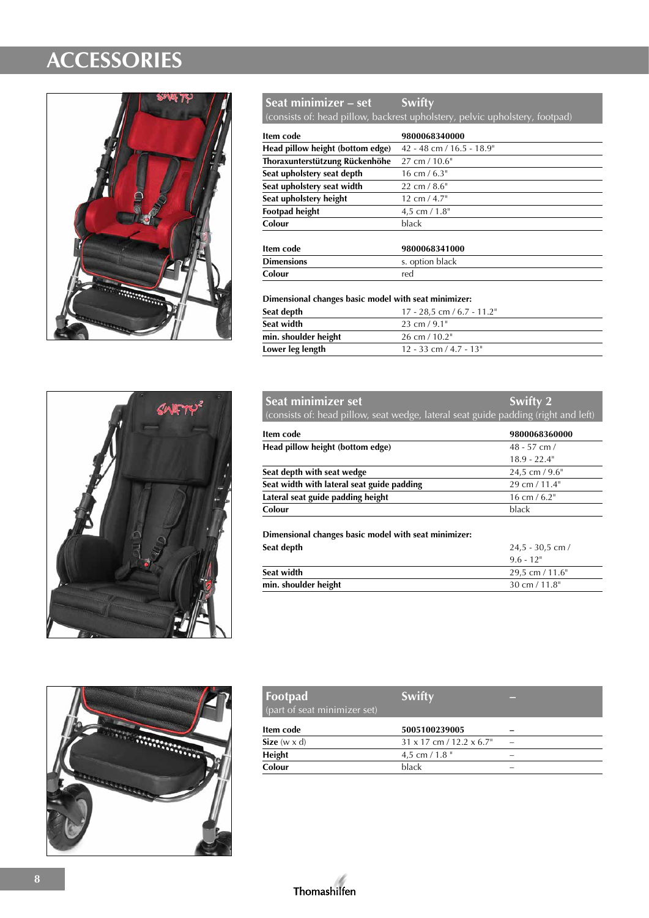# ACCESSORIES

## Seat minimizer – set Swifty

(consists of: head pillow, backrest upholstery, pelvic upholstery, footpad)

| Item code | 9800068340000 |
|---|---|
| Head pillow height (bottom edge) | 42 - 48 cm / 16.5 - 18.9" |
| Thoraxunterstützung Rückenhöhe | 27 cm / 10.6" |
| Seat upholstery seat depth | 16 cm / 6.3" |
| Seat upholstery seat width | 22 cm / 8.6" |
| Seat upholstery height | 12 cm / 4.7" |
| Footpad height | 4,5 cm / 1.8" |
| Colour | black |

| Item code | 9800068341000 |
|---|---|
| Dimensions | s. option black |
| Colour | red |

**Dimensional changes basic model with seat minimizer:**

| Seat depth | 17 - 28,5 cm / 6.7 - 11.2" |
|---|---|
| Seat width | 23 cm / 9.1" |
| min. shoulder height | 26 cm / 10.2" |
| Lower leg length | 12 - 33 cm / 4.7 - 13" |

## Seat minimizer set Swifty 2

(consists of: head pillow, seat wedge, lateral seat guide padding (right and left)

| Item code | 9800068360000 |
|---|---|
| Head pillow height (bottom edge) | 48 - 57 cm / 18.9 - 22.4" |
| Seat depth with seat wedge | 24,5 cm / 9.6" |
| Seat width with lateral seat guide padding | 29 cm / 11.4" |
| Lateral seat guide padding height | 16 cm / 6.2" |
| Colour | black |

**Dimensional changes basic model with seat minimizer:**

| Seat depth | 24,5 - 30,5 cm / 9.6 - 12" |
|---|---|
| Seat width | 29,5 cm / 11.6" |
| min. shoulder height | 30 cm / 11.8" |

## Footpad Swifty –

(part of seat minimizer set)

| Item code | 5005100239005 | – |
|---|---|---|
| Size (w x d) | 31 x 17 cm / 12.2 x 6.7" | – |
| Height | 4,5 cm / 1.8 " | – |
| Colour | black | – |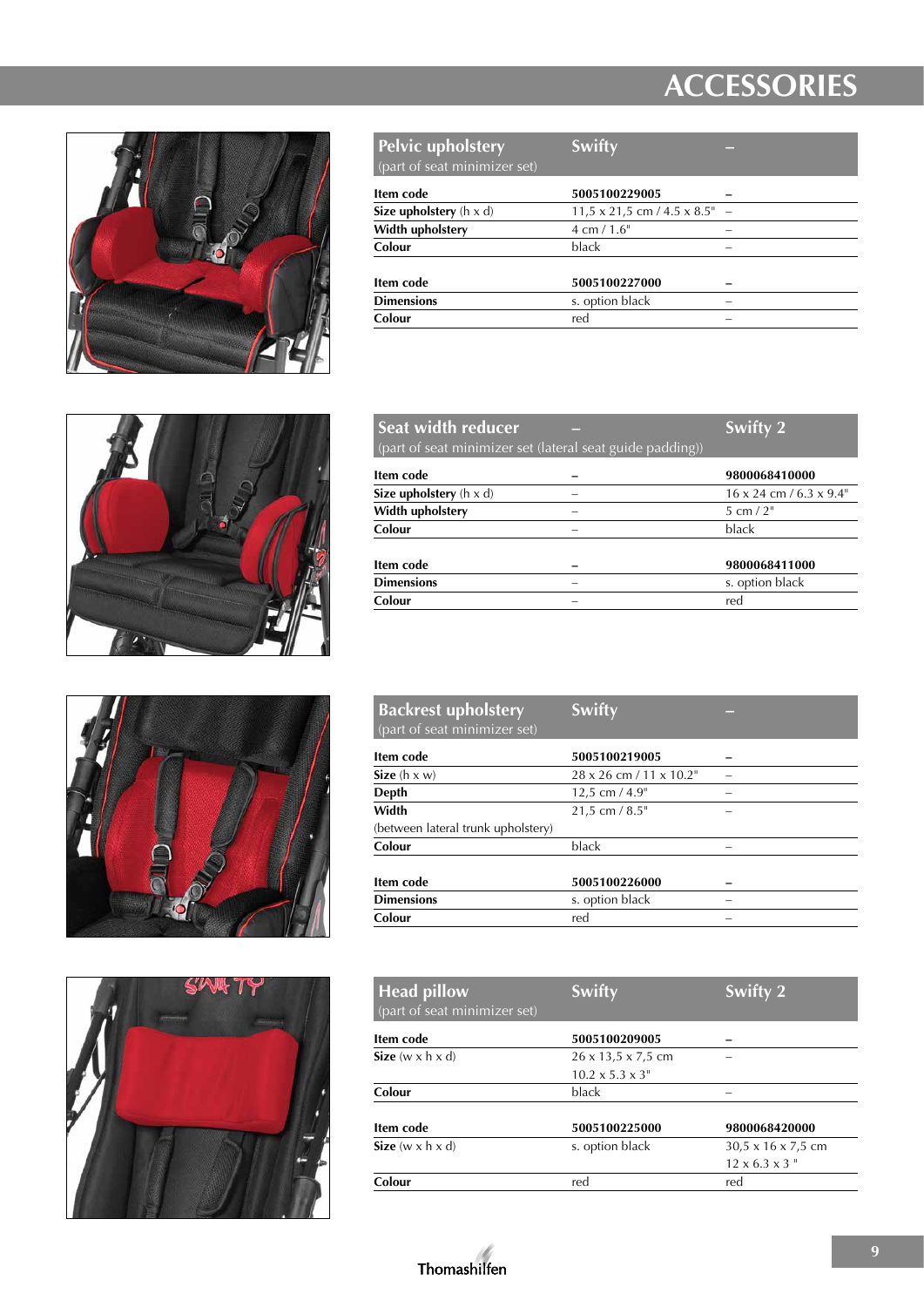# ACCESSORIES

| Pelvic upholstery (part of seat minimizer set) | Swifty | – |
|---|---|---|
| **Item code** | **5005100229005** | **–** |
| **Size upholstery** (h x d) | 11,5 x 21,5 cm / 4.5 x 8.5" | – |
| **Width upholstery** | 4 cm / 1.6" | – |
| **Colour** | black | – |
| | | |
| **Item code** | **5005100227000** | **–** |
| **Dimensions** | s. option black | – |
| **Colour** | red | – |

| Seat width reducer (part of seat minimizer set (lateral seat guide padding)) | – | Swifty 2 |
|---|---|---|
| **Item code** | **–** | **9800068410000** |
| **Size upholstery** (h x d) | – | 16 x 24 cm / 6.3 x 9.4" |
| **Width upholstery** | – | 5 cm / 2" |
| **Colour** | – | black |
| | | |
| **Item code** | **–** | **9800068411000** |
| **Dimensions** | – | s. option black |
| **Colour** | – | red |

| Backrest upholstery (part of seat minimizer set) | Swifty | – |
|---|---|---|
| **Item code** | **5005100219005** | **–** |
| **Size** (h x w) | 28 x 26 cm / 11 x 10.2" | – |
| **Depth** | 12,5 cm / 4.9" | – |
| **Width** (between lateral trunk upholstery) | 21,5 cm / 8.5" | – |
| **Colour** | black | – |
| | | |
| **Item code** | **5005100226000** | **–** |
| **Dimensions** | s. option black | – |
| **Colour** | red | – |

| Head pillow (part of seat minimizer set) | Swifty | Swifty 2 |
|---|---|---|
| **Item code** | **5005100209005** | **–** |
| **Size** (w x h x d) | 26 x 13,5 x 7,5 cm 10.2 x 5.3 x 3" | – |
| **Colour** | black | – |
| | | |
| **Item code** | **5005100225000** | **9800068420000** |
| **Size** (w x h x d) | s. option black | 30,5 x 16 x 7,5 cm 12 x 6.3 x 3 " |
| **Colour** | red | red |

Thomashilfen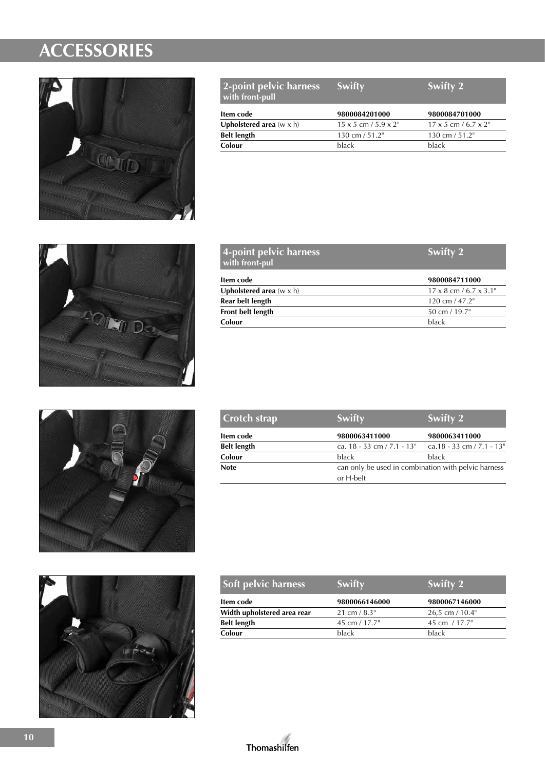# ACCESSORIES

| 2-point pelvic harness with front-pull | Swifty | Swifty 2 |
|---|---|---|
| **Item code** | **9800084201000** | **9800084701000** |
| **Upholstered area** (w x h) | 15 x 5 cm / 5.9 x 2" | 17 x 5 cm / 6.7 x 2" |
| **Belt length** | 130 cm / 51.2" | 130 cm / 51.2" |
| **Colour** | black | black |

| 4-point pelvic harness with front-pul | Swifty 2 |
|---|---|
| **Item code** | **9800084711000** |
| **Upholstered area** (w x h) | 17 x 8 cm / 6.7 x 3.1" |
| **Rear belt length** | 120 cm / 47.2" |
| **Front belt length** | 50 cm / 19.7" |
| **Colour** | black |

| Crotch strap | Swifty | Swifty 2 |
|---|---|---|
| **Item code** | **9800063411000** | **9800063411000** |
| **Belt length** | ca. 18 - 33 cm / 7.1 - 13" | ca.18 - 33 cm / 7.1 - 13" |
| **Colour** | black | black |
| **Note** | can only be used in combination with pelvic harness or H-belt | |

| Soft pelvic harness | Swifty | Swifty 2 |
|---|---|---|
| **Item code** | **9800066146000** | **9800067146000** |
| **Width upholstered area rear** | 21 cm / 8.3" | 26,5 cm / 10.4" |
| **Belt length** | 45 cm / 17.7" | 45 cm / 17.7" |
| **Colour** | black | black |

Thomashilfen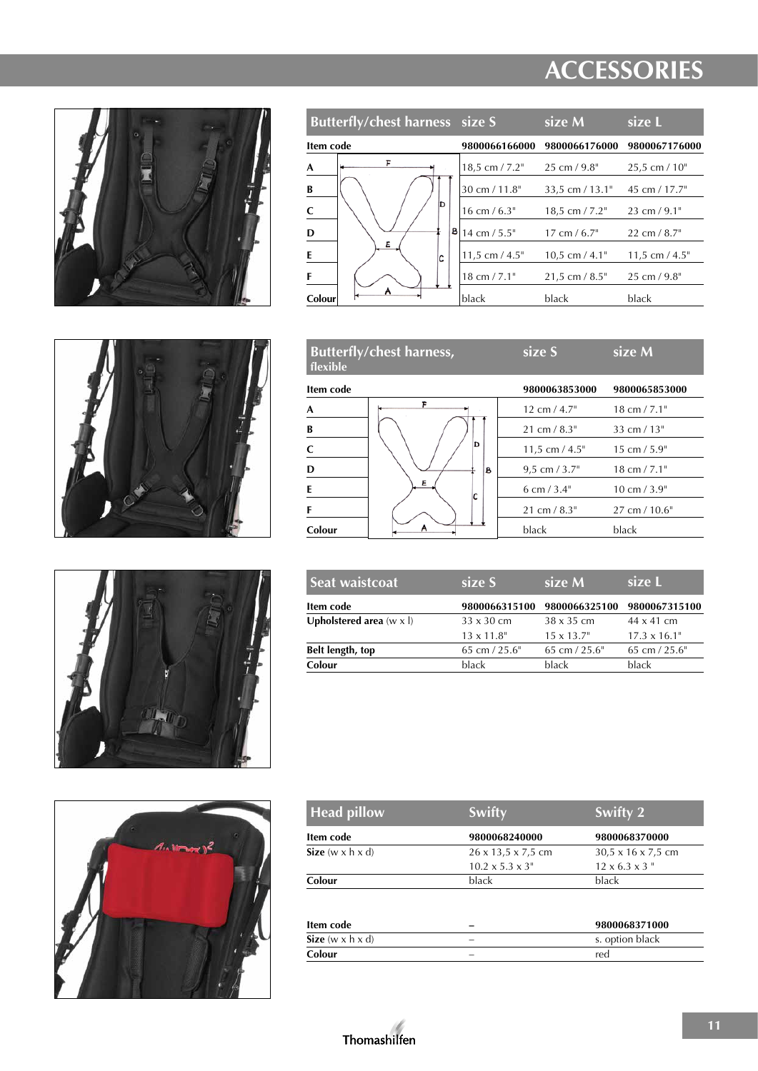# ACCESSORIES

| Butterfly/chest harness | size S | size M | size L |
|---|---|---|---|
| Item code | 9800066166000 | 9800066176000 | 9800067176000 |
| A | 18,5 cm / 7.2" | 25 cm / 9.8" | 25,5 cm / 10" |
| B | 30 cm / 11.8" | 33,5 cm / 13.1" | 45 cm / 17.7" |
| C | 16 cm / 6.3" | 18,5 cm / 7.2" | 23 cm / 9.1" |
| D | 14 cm / 5.5" | 17 cm / 6.7" | 22 cm / 8.7" |
| E | 11,5 cm / 4.5" | 10,5 cm / 4.1" | 11,5 cm / 4.5" |
| F | 18 cm / 7.1" | 21,5 cm / 8.5" | 25 cm / 9.8" |
| Colour | black | black | black |

| Butterfly/chest harness, flexible | size S | size M |
|---|---|---|
| Item code | 9800063853000 | 9800065853000 |
| A | 12 cm / 4.7" | 18 cm / 7.1" |
| B | 21 cm / 8.3" | 33 cm / 13" |
| C | 11,5 cm / 4.5" | 15 cm / 5.9" |
| D | 9,5 cm / 3.7" | 18 cm / 7.1" |
| E | 6 cm / 3.4" | 10 cm / 3.9" |
| F | 21 cm / 8.3" | 27 cm / 10.6" |
| Colour | black | black |

| Seat waistcoat | size S | size M | size L |
|---|---|---|---|
| Item code | 9800066315100 | 9800066325100 | 9800067315100 |
| **Upholstered area** (w x l) | 33 x 30 cm<br>13 x 11.8" | 38 x 35 cm<br>15 x 13.7" | 44 x 41 cm<br>17.3 x 16.1" |
| **Belt length, top** | 65 cm / 25.6" | 65 cm / 25.6" | 65 cm / 25.6" |
| **Colour** | black | black | black |

| Head pillow | Swifty | Swifty 2 |
|---|---|---|
| Item code | 9800068240000 | 9800068370000 |
| **Size** (w x h x d) | 26 x 13,5 x 7,5 cm<br>10.2 x 5.3 x 3" | 30,5 x 16 x 7,5 cm<br>12 x 6.3 x 3 " |
| **Colour** | black | black |

| Item code | – | 9800068371000 |
|---|---|---|
| **Size** (w x h x d) | – | s. option black |
| **Colour** | – | red |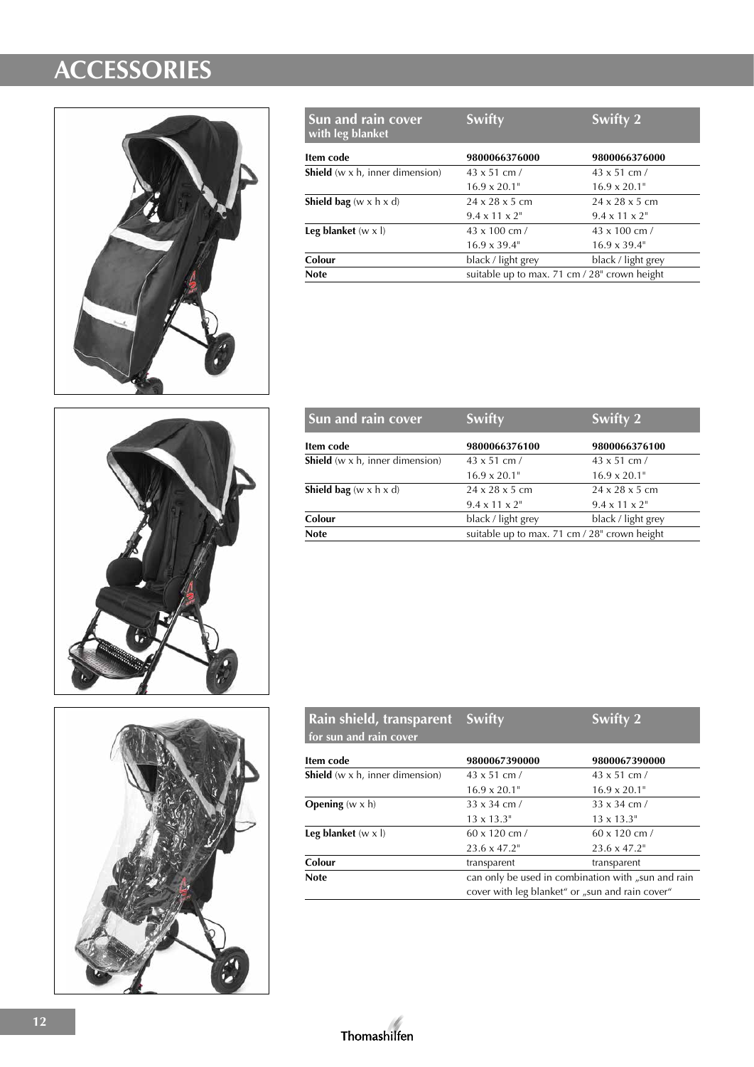# ACCESSORIES

| Sun and rain cover with leg blanket | Swifty | Swifty 2 |
|---|---|---|
| **Item code** | **9800066376000** | **9800066376000** |
| **Shield** (w x h, inner dimension) | 43 x 51 cm / 16.9 x 20.1" | 43 x 51 cm / 16.9 x 20.1" |
| **Shield bag** (w x h x d) | 24 x 28 x 5 cm 9.4 x 11 x 2" | 24 x 28 x 5 cm 9.4 x 11 x 2" |
| **Leg blanket** (w x l) | 43 x 100 cm / 16.9 x 39.4" | 43 x 100 cm / 16.9 x 39.4" |
| **Colour** | black / light grey | black / light grey |
| **Note** | suitable up to max. 71 cm / 28" crown height | |

| Sun and rain cover | Swifty | Swifty 2 |
|---|---|---|
| **Item code** | **9800066376100** | **9800066376100** |
| **Shield** (w x h, inner dimension) | 43 x 51 cm / 16.9 x 20.1" | 43 x 51 cm / 16.9 x 20.1" |
| **Shield bag** (w x h x d) | 24 x 28 x 5 cm 9.4 x 11 x 2" | 24 x 28 x 5 cm 9.4 x 11 x 2" |
| **Colour** | black / light grey | black / light grey |
| **Note** | suitable up to max. 71 cm / 28" crown height | |

| Rain shield, transparent for sun and rain cover | Swifty | Swifty 2 |
|---|---|---|
| **Item code** | **9800067390000** | **9800067390000** |
| **Shield** (w x h, inner dimension) | 43 x 51 cm / 16.9 x 20.1" | 43 x 51 cm / 16.9 x 20.1" |
| **Opening** (w x h) | 33 x 34 cm / 13 x 13.3" | 33 x 34 cm / 13 x 13.3" |
| **Leg blanket** (w x l) | 60 x 120 cm / 23.6 x 47.2" | 60 x 120 cm / 23.6 x 47.2" |
| **Colour** | transparent | transparent |
| **Note** | can only be used in combination with „sun and rain cover with leg blanket“ or „sun and rain cover“ | |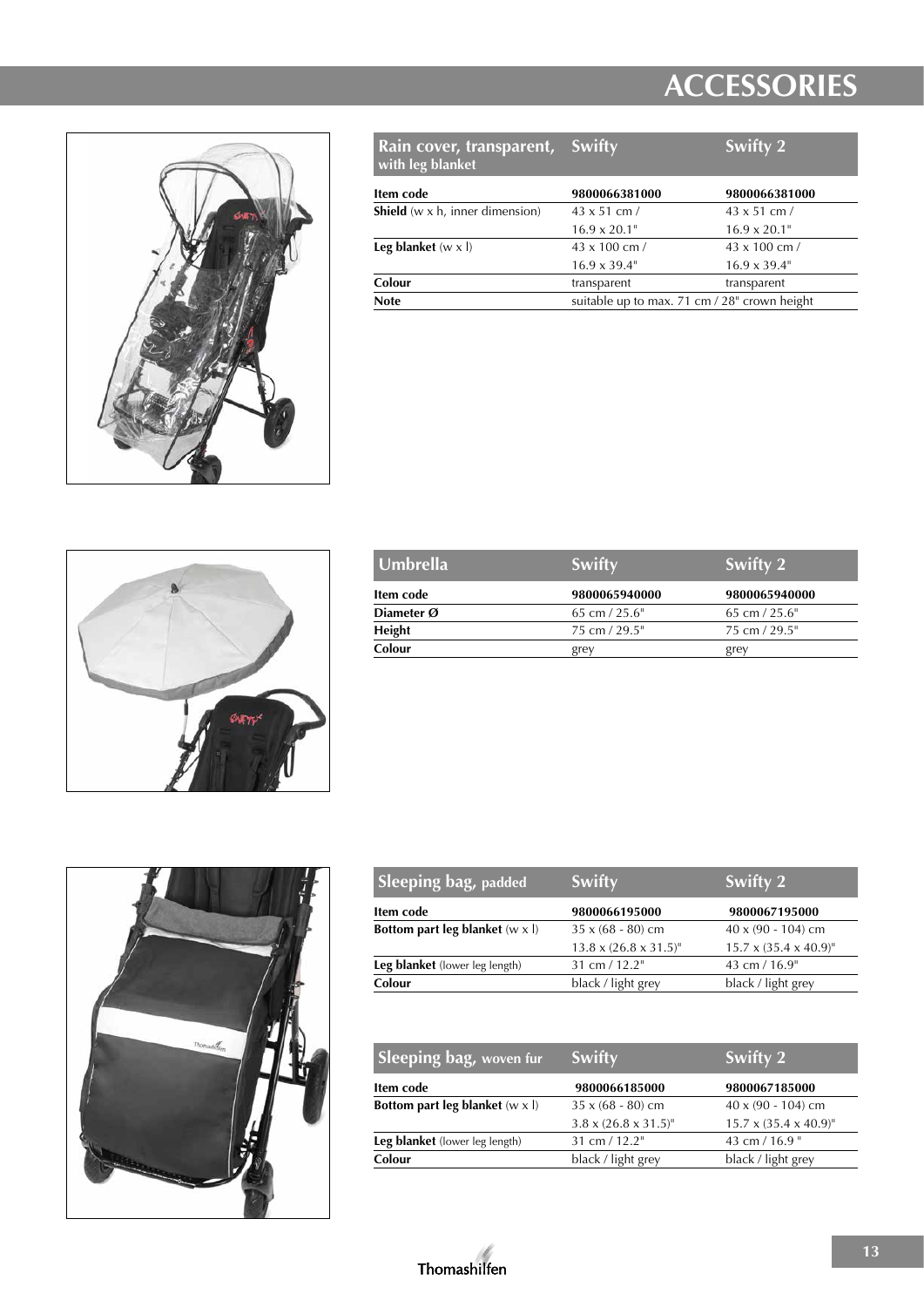# ACCESSORIES

| Rain cover, transparent, with leg blanket | Swifty | Swifty 2 |
|---|---|---|
| **Item code** | **9800066381000** | **9800066381000** |
| **Shield** (w x h, inner dimension) | 43 x 51 cm / 16.9 x 20.1" | 43 x 51 cm / 16.9 x 20.1" |
| **Leg blanket** (w x l) | 43 x 100 cm / 16.9 x 39.4" | 43 x 100 cm / 16.9 x 39.4" |
| **Colour** | transparent | transparent |
| **Note** | suitable up to max. 71 cm / 28" crown height | |

| Umbrella | Swifty | Swifty 2 |
|---|---|---|
| **Item code** | **9800065940000** | **9800065940000** |
| **Diameter Ø** | 65 cm / 25.6" | 65 cm / 25.6" |
| **Height** | 75 cm / 29.5" | 75 cm / 29.5" |
| **Colour** | grey | grey |

| Sleeping bag, padded | Swifty | Swifty 2 |
|---|---|---|
| **Item code** | **9800066195000** | **9800067195000** |
| **Bottom part leg blanket** (w x l) | 35 x (68 - 80) cm / 13.8 x (26.8 x 31.5)" | 40 x (90 - 104) cm / 15.7 x (35.4 x 40.9)" |
| **Leg blanket** (lower leg length) | 31 cm / 12.2" | 43 cm / 16.9" |
| **Colour** | black / light grey | black / light grey |

| Sleeping bag, woven fur | Swifty | Swifty 2 |
|---|---|---|
| **Item code** | **9800066185000** | **9800067185000** |
| **Bottom part leg blanket** (w x l) | 35 x (68 - 80) cm / 3.8 x (26.8 x 31.5)" | 40 x (90 - 104) cm / 15.7 x (35.4 x 40.9)" |
| **Leg blanket** (lower leg length) | 31 cm / 12.2" | 43 cm / 16.9 " |
| **Colour** | black / light grey | black / light grey |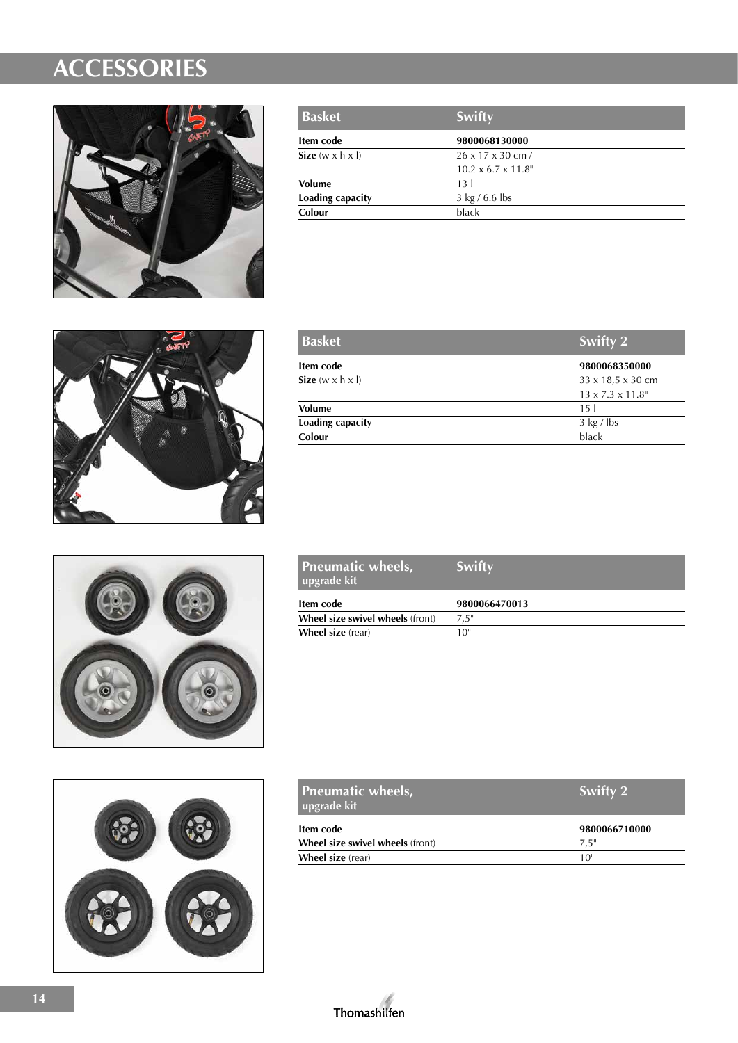# ACCESSORIES

| Basket | Swifty |
|---|---|
| **Item code** | **9800068130000** |
| **Size** (w x h x l) | 26 x 17 x 30 cm / 10.2 x 6.7 x 11.8" |
| **Volume** | 13 l |
| **Loading capacity** | 3 kg / 6.6 lbs |
| **Colour** | black |

| Basket | Swifty 2 |
|---|---|
| **Item code** | **9800068350000** |
| **Size** (w x h x l) | 33 x 18,5 x 30 cm 13 x 7.3 x 11.8" |
| **Volume** | 15 l |
| **Loading capacity** | 3 kg / lbs |
| **Colour** | black |

| Pneumatic wheels, upgrade kit | Swifty |
|---|---|
| **Item code** | **9800066470013** |
| **Wheel size swivel wheels** (front) | 7,5" |
| **Wheel size** (rear) | 10" |

| Pneumatic wheels, upgrade kit | Swifty 2 |
|---|---|
| **Item code** | **9800066710000** |
| **Wheel size swivel wheels** (front) | 7,5" |
| **Wheel size** (rear) | 10" |

Thomashilfen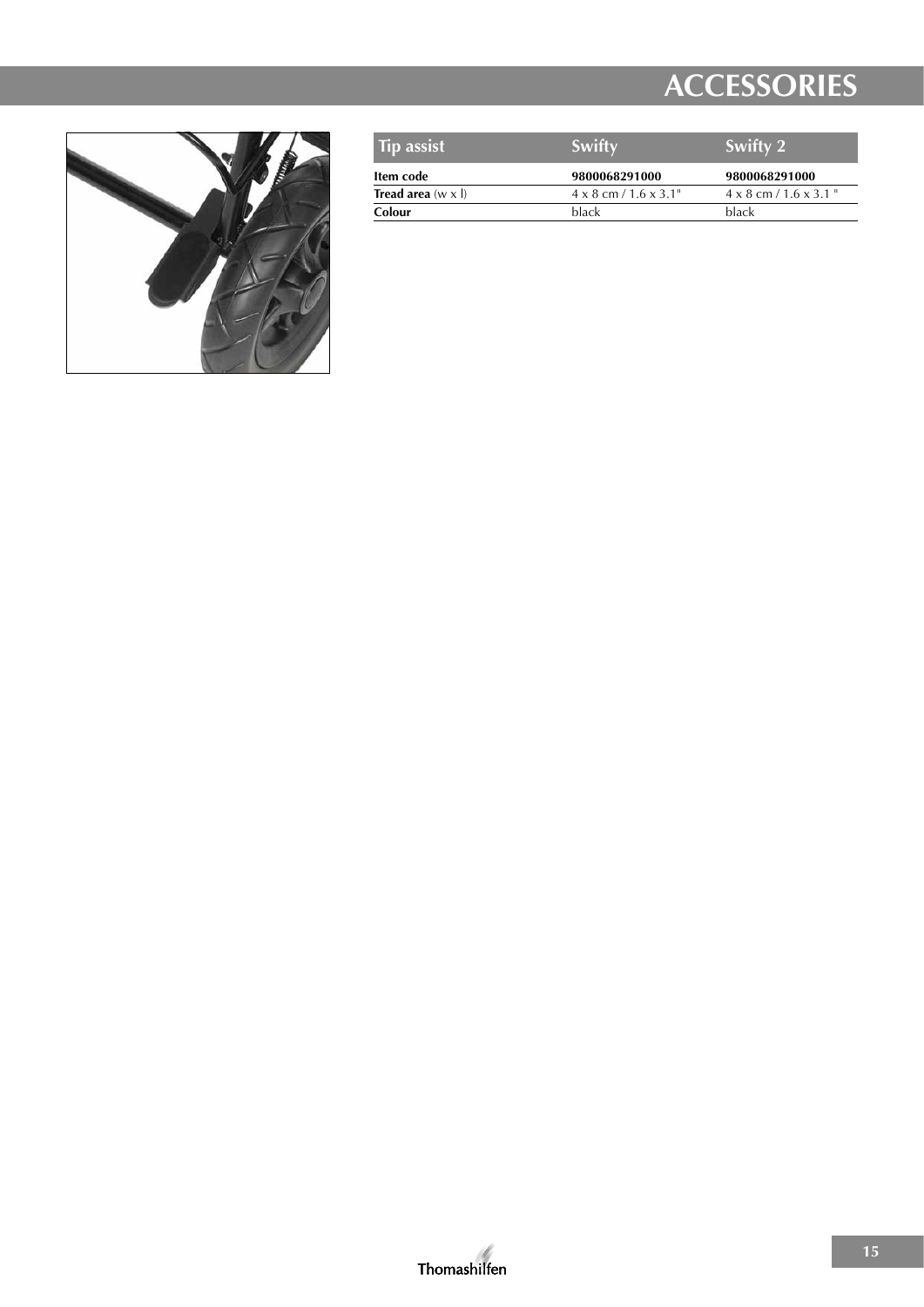# ACCESSORIES

| Tip assist | Swifty | Swifty 2 |
|---|---|---|
| **Item code** | **9800068291000** | **9800068291000** |
| **Tread area** (w x l) | 4 x 8 cm / 1.6 x 3.1" | 4 x 8 cm / 1.6 x 3.1 " |
| **Colour** | black | black |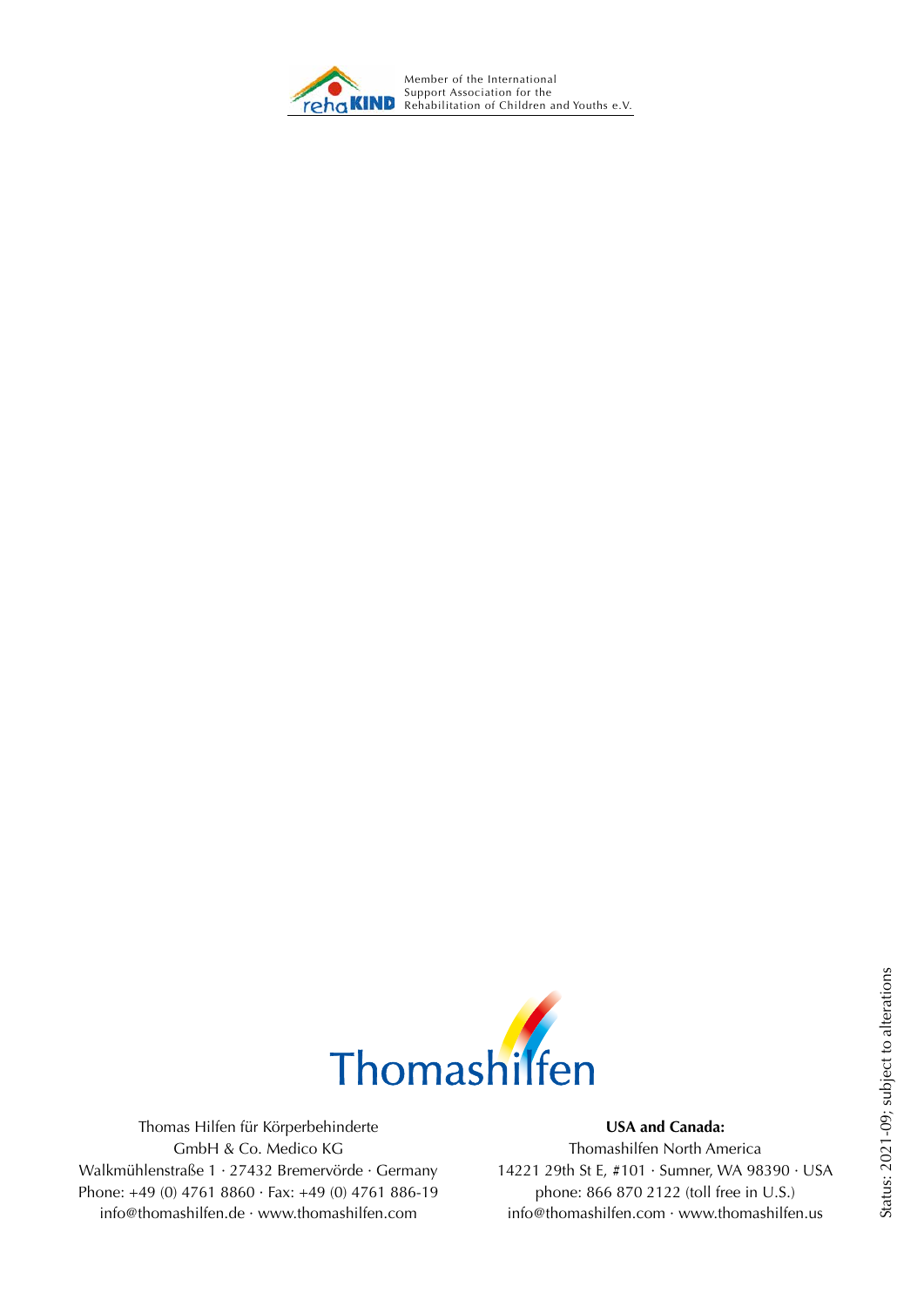Member of the International Support Association for the Rehabilitation of Children and Youths e.V.

Thomashilfen

Thomas Hilfen für Körperbehinderte
GmbH & Co. Medico KG
Walkmühlenstraße 1 · 27432 Bremervörde · Germany
Phone: +49 (0) 4761 8860 · Fax: +49 (0) 4761 886-19
info@thomashilfen.de · www.thomashilfen.com

**USA and Canada:**
Thomashilfen North America
14221 29th St E, #101 · Sumner, WA 98390 · USA
phone: 866 870 2122 (toll free in U.S.)
info@thomashilfen.com · www.thomashilfen.us

Status: 2021-09; subject to alterations